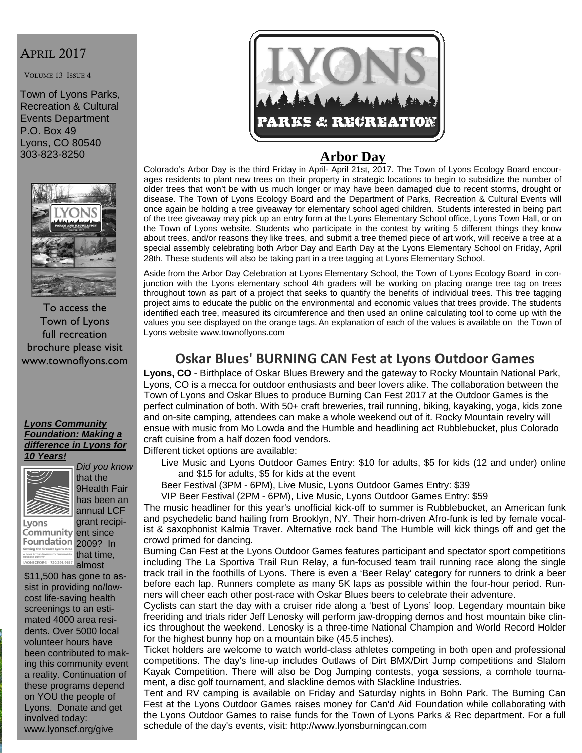APRIL 2017

VOLUME 13 ISSUE 4

Town of Lyons Parks, Recreation & Cultural Events Department
P.O. Box 49
Lyons, CO 80540
303-823-8250

To access the Town of Lyons full recreation brochure please visit www.townoflyons.com

***Lyons Community Foundation: Making a difference in Lyons for 10 Years!***

*Did you know* that the 9Health Fair has been an annual LCF grant recipient since 2009? In that time, almost $11,500 has gone to assist in providing no/low-cost life-saving health screenings to an estimated 4000 area residents. Over 5000 local volunteer hours have been contributed to making this community event a reality. Continuation of these programs depend on YOU the people of Lyons. Donate and get involved today: www.lyonscf.org/give

# LYONS PARKS & RECREATION

## Arbor Day

Colorado's Arbor Day is the third Friday in April- April 21st, 2017. The Town of Lyons Ecology Board encourages residents to plant new trees on their property in strategic locations to begin to subsidize the number of older trees that won't be with us much longer or may have been damaged due to recent storms, drought or disease. The Town of Lyons Ecology Board and the Department of Parks, Recreation & Cultural Events will once again be holding a tree giveaway for elementary school aged children. Students interested in being part of the tree giveaway may pick up an entry form at the Lyons Elementary School office, Lyons Town Hall, or on the Town of Lyons website. Students who participate in the contest by writing 5 different things they know about trees, and/or reasons they like trees, and submit a tree themed piece of art work, will receive a tree at a special assembly celebrating both Arbor Day and Earth Day at the Lyons Elementary School on Friday, April 28th. These students will also be taking part in a tree tagging at Lyons Elementary School.

Aside from the Arbor Day Celebration at Lyons Elementary School, the Town of Lyons Ecology Board in conjunction with the Lyons elementary school 4th graders will be working on placing orange tree tag on trees throughout town as part of a project that seeks to quantify the benefits of individual trees. This tree tagging project aims to educate the public on the environmental and economic values that trees provide. The students identified each tree, measured its circumference and then used an online calculating tool to come up with the values you see displayed on the orange tags. An explanation of each of the values is available on the Town of Lyons website www.townoflyons.com

## Oskar Blues' BURNING CAN Fest at Lyons Outdoor Games

**Lyons, CO** - Birthplace of Oskar Blues Brewery and the gateway to Rocky Mountain National Park, Lyons, CO is a mecca for outdoor enthusiasts and beer lovers alike. The collaboration between the Town of Lyons and Oskar Blues to produce Burning Can Fest 2017 at the Outdoor Games is the perfect culmination of both. With 50+ craft breweries, trail running, biking, kayaking, yoga, kids zone and on-site camping, attendees can make a whole weekend out of it. Rocky Mountain revelry will ensue with music from Mo Lowda and the Humble and headlining act Rubblebucket, plus Colorado craft cuisine from a half dozen food vendors.

Different ticket options are available:

- Live Music and Lyons Outdoor Games Entry: $10 for adults, $5 for kids (12 and under) online and $15 for adults, $5 for kids at the event
- Beer Festival (3PM - 6PM), Live Music, Lyons Outdoor Games Entry: $39
- VIP Beer Festival (2PM - 6PM), Live Music, Lyons Outdoor Games Entry: $59

The music headliner for this year's unofficial kick-off to summer is Rubblebucket, an American funk and psychedelic band hailing from Brooklyn, NY. Their horn-driven Afro-funk is led by female vocalist & saxophonist Kalmia Traver. Alternative rock band The Humble will kick things off and get the crowd primed for dancing.

Burning Can Fest at the Lyons Outdoor Games features participant and spectator sport competitions including The La Sportiva Trail Run Relay, a fun-focused team trail running race along the single track trail in the foothills of Lyons. There is even a 'Beer Relay' category for runners to drink a beer before each lap. Runners complete as many 5K laps as possible within the four-hour period. Runners will cheer each other post-race with Oskar Blues beers to celebrate their adventure.

Cyclists can start the day with a cruiser ride along a 'best of Lyons' loop. Legendary mountain bike freeriding and trials rider Jeff Lenosky will perform jaw-dropping demos and host mountain bike clinics throughout the weekend. Lenosky is a three-time National Champion and World Record Holder for the highest bunny hop on a mountain bike (45.5 inches).

Ticket holders are welcome to watch world-class athletes competing in both open and professional competitions. The day's line-up includes Outlaws of Dirt BMX/Dirt Jump competitions and Slalom Kayak Competition. There will also be Dog Jumping contests, yoga sessions, a cornhole tournament, a disc golf tournament, and slackline demos with Slackline Industries.

Tent and RV camping is available on Friday and Saturday nights in Bohn Park. The Burning Can Fest at the Lyons Outdoor Games raises money for Can'd Aid Foundation while collaborating with the Lyons Outdoor Games to raise funds for the Town of Lyons Parks & Rec department. For a full schedule of the day's events, visit: http://www.lyonsburningcan.com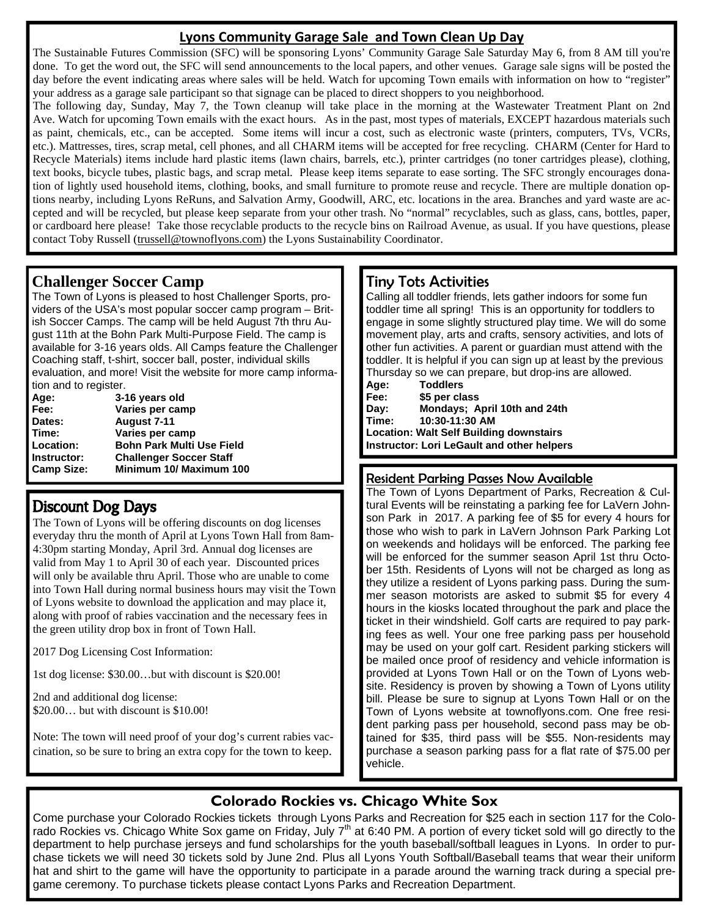## Lyons Community Garage Sale and Town Clean Up Day

The Sustainable Futures Commission (SFC) will be sponsoring Lyons' Community Garage Sale Saturday May 6, from 8 AM till you're done. To get the word out, the SFC will send announcements to the local papers, and other venues. Garage sale signs will be posted the day before the event indicating areas where sales will be held. Watch for upcoming Town emails with information on how to "register" your address as a garage sale participant so that signage can be placed to direct shoppers to you neighborhood.

The following day, Sunday, May 7, the Town cleanup will take place in the morning at the Wastewater Treatment Plant on 2nd Ave. Watch for upcoming Town emails with the exact hours. As in the past, most types of materials, EXCEPT hazardous materials such as paint, chemicals, etc., can be accepted. Some items will incur a cost, such as electronic waste (printers, computers, TVs, VCRs, etc.). Mattresses, tires, scrap metal, cell phones, and all CHARM items will be accepted for free recycling. CHARM (Center for Hard to Recycle Materials) items include hard plastic items (lawn chairs, barrels, etc.), printer cartridges (no toner cartridges please), clothing, text books, bicycle tubes, plastic bags, and scrap metal. Please keep items separate to ease sorting. The SFC strongly encourages donation of lightly used household items, clothing, books, and small furniture to promote reuse and recycle. There are multiple donation options nearby, including Lyons ReRuns, and Salvation Army, Goodwill, ARC, etc. locations in the area. Branches and yard waste are accepted and will be recycled, but please keep separate from your other trash. No "normal" recyclables, such as glass, cans, bottles, paper, or cardboard here please! Take those recyclable products to the recycle bins on Railroad Avenue, as usual. If you have questions, please contact Toby Russell (trussell@townoflyons.com) the Lyons Sustainability Coordinator.

## Challenger Soccer Camp

The Town of Lyons is pleased to host Challenger Sports, providers of the USA's most popular soccer camp program – British Soccer Camps. The camp will be held August 7th thru August 11th at the Bohn Park Multi-Purpose Field. The camp is available for 3-16 years olds. All Camps feature the Challenger Coaching staff, t-shirt, soccer ball, poster, individual skills evaluation, and more! Visit the website for more camp information and to register.

| | |
|---|---|
| **Age:** | **3-16 years old** |
| **Fee:** | **Varies per camp** |
| **Dates:** | **August 7-11** |
| **Time:** | **Varies per camp** |
| **Location:** | **Bohn Park Multi Use Field** |
| **Instructor:** | **Challenger Soccer Staff** |
| **Camp Size:** | **Minimum 10/ Maximum 100** |

## Discount Dog Days

The Town of Lyons will be offering discounts on dog licenses everyday thru the month of April at Lyons Town Hall from 8am-4:30pm starting Monday, April 3rd. Annual dog licenses are valid from May 1 to April 30 of each year. Discounted prices will only be available thru April. Those who are unable to come into Town Hall during normal business hours may visit the Town of Lyons website to download the application and may place it, along with proof of rabies vaccination and the necessary fees in the green utility drop box in front of Town Hall.

2017 Dog Licensing Cost Information:

1st dog license: $30.00…but with discount is $20.00!

2nd and additional dog license:
$20.00… but with discount is $10.00!

Note: The town will need proof of your dog's current rabies vaccination, so be sure to bring an extra copy for the town to keep.

## Tiny Tots Activities

Calling all toddler friends, lets gather indoors for some fun toddler time all spring! This is an opportunity for toddlers to engage in some slightly structured play time. We will do some movement play, arts and crafts, sensory activities, and lots of other fun activities. A parent or guardian must attend with the toddler. It is helpful if you can sign up at least by the previous Thursday so we can prepare, but drop-ins are allowed.

| | |
|---|---|
| **Age:** | **Toddlers** |
| **Fee:** | **$5 per class** |
| **Day:** | **Mondays; April 10th and 24th** |
| **Time:** | **10:30-11:30 AM** |

**Location: Walt Self Building downstairs**
**Instructor: Lori LeGault and other helpers**

## Resident Parking Passes Now Available

The Town of Lyons Department of Parks, Recreation & Cultural Events will be reinstating a parking fee for LaVern Johnson Park in 2017. A parking fee of $5 for every 4 hours for those who wish to park in LaVern Johnson Park Parking Lot on weekends and holidays will be enforced. The parking fee will be enforced for the summer season April 1st thru October 15th. Residents of Lyons will not be charged as long as they utilize a resident of Lyons parking pass. During the summer season motorists are asked to submit $5 for every 4 hours in the kiosks located throughout the park and place the ticket in their windshield. Golf carts are required to pay parking fees as well. Your one free parking pass per household may be used on your golf cart. Resident parking stickers will be mailed once proof of residency and vehicle information is provided at Lyons Town Hall or on the Town of Lyons website. Residency is proven by showing a Town of Lyons utility bill. Please be sure to signup at Lyons Town Hall or on the Town of Lyons website at townoflyons.com. One free resident parking pass per household, second pass may be obtained for $35, third pass will be $55. Non-residents may purchase a season parking pass for a flat rate of $75.00 per vehicle.

## Colorado Rockies vs. Chicago White Sox

Come purchase your Colorado Rockies tickets through Lyons Parks and Recreation for $25 each in section 117 for the Colorado Rockies vs. Chicago White Sox game on Friday, July 7th at 6:40 PM. A portion of every ticket sold will go directly to the department to help purchase jerseys and fund scholarships for the youth baseball/softball leagues in Lyons. In order to purchase tickets we will need 30 tickets sold by June 2nd. Plus all Lyons Youth Softball/Baseball teams that wear their uniform hat and shirt to the game will have the opportunity to participate in a parade around the warning track during a special pregame ceremony. To purchase tickets please contact Lyons Parks and Recreation Department.